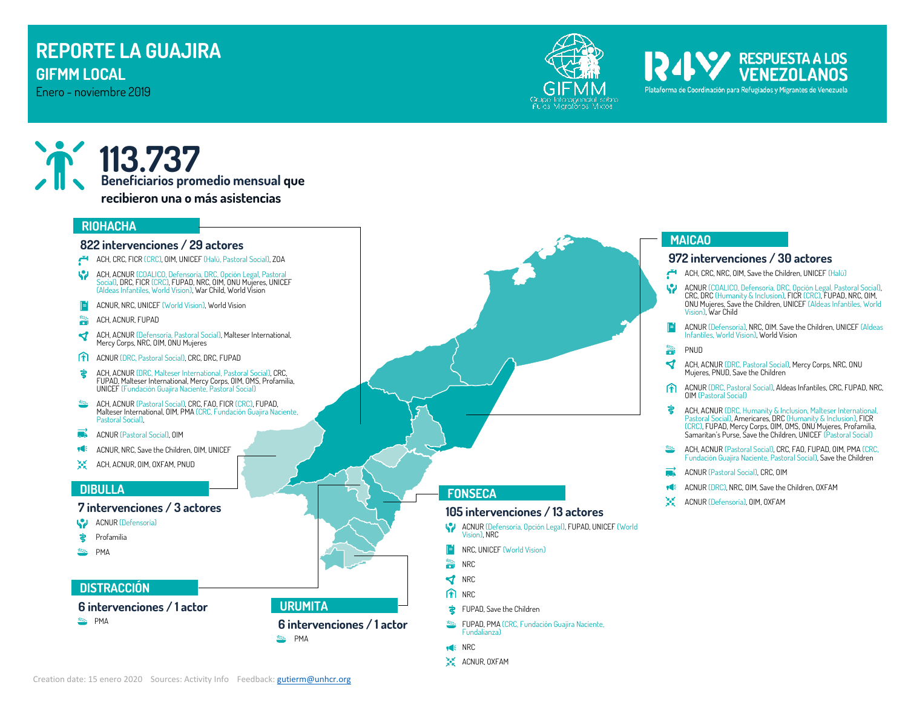# REPORTE LA GUAJIRA

## GIFMM LOCAL

Enero - noviembre 2019

RESPUESTA A LOS VENEZOLANOS

Plataforma de Coordinación para Refugiados y Migrantes de Venezuela

GIFMM Grupo Interagencial sobre Flujos Migratorios Mixtos

**113.737**
**Beneficiarios promedio mensual que recibieron una o más asistencias**

## RIOHACHA

### 822 intervenciones / 29 actores

- ACH, CRC, FICR (CRC), OIM, UNICEF (Halü, Pastoral Social), ZOA
- ACH, ACNUR (COALICO, Defensoría, DRC, Opción Legal, Pastoral Social), DRC, FICR (CRC), FUPAD, NRC, OIM, ONU Mujeres, UNICEF (Aldeas Infantiles, World Vision), War Child, World Vision
- ACNUR, NRC, UNICEF (World Vision), World Vision
- ACH, ACNUR, FUPAD
- ACH, ACNUR (Defensoría, Pastoral Social), Malteser International, Mercy Corps, NRC, OIM, ONU Mujeres
- ACNUR (DRC, Pastoral Social), CRC, DRC, FUPAD
- ACH, ACNUR (DRC, Malteser International, Pastoral Social), CRC, FUPAD, Malteser International, Mercy Corps, OIM, OMS, Profamilia, UNICEF (Fundación Guajira Naciente, Pastoral Social)
- ACH, ACNUR (Pastoral Social), CRC, FAO, FICR (CRC), FUPAD, Malteser International, OIM, PMA (CRC, Fundación Guajira Naciente, Pastoral Social),
- ACNUR (Pastoral Social), OIM
- ACNUR, NRC, Save the Children, OIM, UNICEF
- ACH, ACNUR, OIM, OXFAM, PNUD

## DIBULLA

### 7 intervenciones / 3 actores

- ACNUR (Defensoría)
- Profamilia
- PMA

## DISTRACCIÓN

### 6 intervenciones / 1 actor

- PMA

## URUMITA

### 6 intervenciones / 1 actor

- PMA

## FONSECA

### 105 intervenciones / 13 actores

- ACNUR (Defensoría, Opción Legal), FUPAD, UNICEF (World Vision), NRC
- NRC, UNICEF (World Vision)
- NRC
- NRC
- NRC
- FUPAD, Save the Children
- FUPAD, PMA (CRC, Fundación Guajira Naciente, Fundalianza)
- NRC
- ACNUR, OXFAM

## MAICAO

### 972 intervenciones / 30 actores

- ACH, CRC, NRC, OIM, Save the Children, UNICEF (Halü)
- ACNUR (COALICO, Defensoría, DRC, Opción Legal, Pastoral Social), CRC, DRC (Humanity & Inclusion), FICR (CRC), FUPAD, NRC, OIM, ONU Mujeres, Save the Children, UNICEF (Aldeas Infantiles, World Vision), War Child
- ACNUR (Defensoría), NRC, OIM, Save the Children, UNICEF (Aldeas Infantiles, World Vision), World Vision
- PNUD
- ACH, ACNUR (DRC, Pastoral Social), Mercy Corps, NRC, ONU Mujeres, PNUD, Save the Children
- ACNUR (DRC, Pastoral Social), Aldeas Infantiles, CRC, FUPAD, NRC, OIM (Pastoral Social)
- ACH, ACNUR (DRC, Humanity & Inclusion, Malteser International, Pastoral Social), Americares, DRC (Humanity & Inclusion), FICR (CRC), FUPAD, Mercy Corps, OIM, OMS, ONU Mujeres, Profamilia, Samaritan's Purse, Save the Children, UNICEF (Pastoral Social)
- ACH, ACNUR (Pastoral Social), CRC, FAO, FUPAD, OIM, PMA (CRC, Fundación Guajira Naciente, Pastoral Social), Save the Children
- ACNUR (Pastoral Social), CRC, OIM
- ACNUR (DRC), NRC, OIM, Save the Children, OXFAM
- ACNUR (Defensoría), OIM, OXFAM

Creation date: 15 enero 2020 Sources: Activity Info Feedback: gutierm@unhcr.org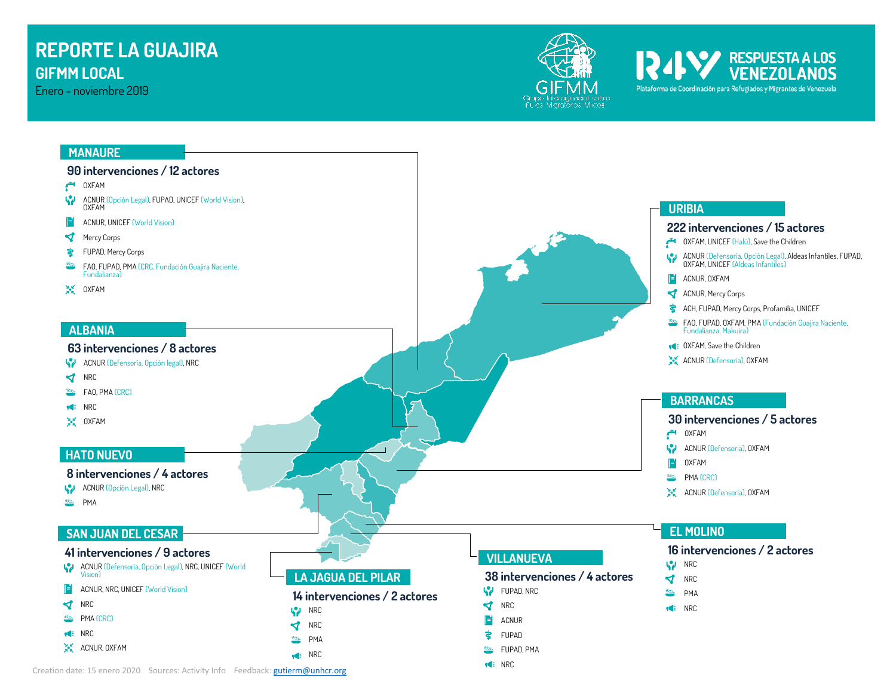# REPORTE LA GUAJIRA

## GIFMM LOCAL

Enero - noviembre 2019

GIFMM Grupo Interagencial sobre Flujos Migratorios Mixtos

R4V RESPUESTA A LOS VENEZOLANOS
Plataforma de Coordinación para Refugiados y Migrantes de Venezuela

### MANAURE

**90 intervenciones / 12 actores**

- OXFAM
- ACNUR (Opción Legal), FUPAD, UNICEF (World Vision), OXFAM
- ACNUR, UNICEF (World Vision)
- Mercy Corps
- FUPAD, Mercy Corps
- FAO, FUPAD, PMA (CRC, Fundación Guajira Naciente, Fundalianza)
- OXFAM

### ALBANIA

**63 intervenciones / 8 actores**

- ACNUR (Defensoria, Opción legal), NRC
- NRC
- FAO, PMA (CRC)
- NRC
- OXFAM

### HATO NUEVO

**8 intervenciones / 4 actores**

- ACNUR (Opción Legal), NRC
- PMA

### SAN JUAN DEL CESAR

**41 intervenciones / 9 actores**

- ACNUR (Defensoria, Opción Legal), NRC, UNICEF (World Vision)
- ACNUR, NRC, UNICEF (World Vision)
- NRC
- PMA (CRC)
- NRC
- ACNUR, OXFAM

### LA JAGUA DEL PILAR

**14 intervenciones / 2 actores**

- NRC
- NRC
- PMA
- NRC

### VILLANUEVA

**38 intervenciones / 4 actores**

- FUPAD, NRC
- NRC
- ACNUR
- FUPAD
- FUPAD, PMA
- NRC

### URIBIA

**222 intervenciones / 15 actores**

- OXFAM, UNICEF (Halü), Save the Children
- ACNUR (Defensoria, Opción Legal), Aldeas Infantiles, FUPAD, OXFAM, UNICEF (Aldeas Infantiles)
- ACNUR, OXFAM
- ACNUR, Mercy Corps
- ACH, FUPAD, Mercy Corps, Profamilia, UNICEF
- FAO, FUPAD, OXFAM, PMA (Fundación Guajira Naciente, Fundalianza, Makuira)
- OXFAM, Save the Children
- ACNUR (Defensoria), OXFAM

### BARRANCAS

**30 intervenciones / 5 actores**

- OXFAM
- ACNUR (Defensoria), OXFAM
- OXFAM
- PMA (CRC)
- ACNUR (Defensoria), OXFAM

### EL MOLINO

**16 intervenciones / 2 actores**

- NRC
- NRC
- PMA
- NRC

Creation date: 15 enero 2020 Sources: Activity Info Feedback: gutierm@unhcr.org